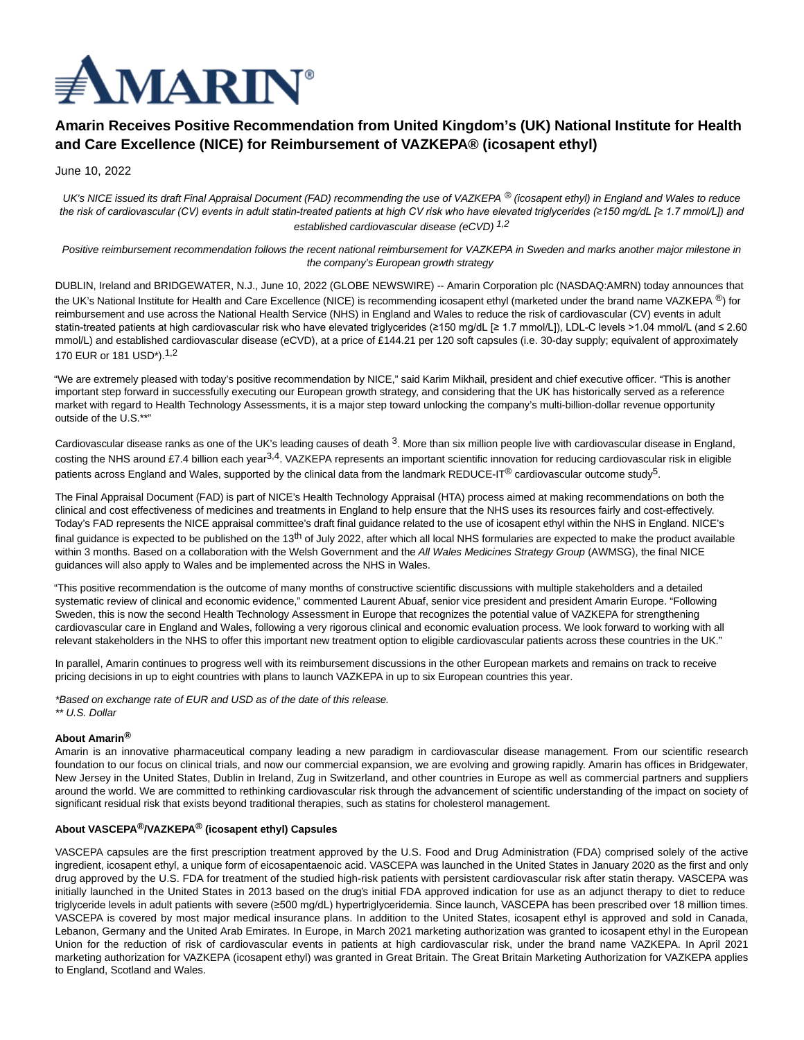# Amarin Receives Positive Recommendation from United Kingdom's (UK) National Institute for Health and Care Excellence (NICE) for Reimbursement of VAZKEPA® (icosapent ethyl)

June 10, 2022

*UK's NICE issued its draft Final Appraisal Document (FAD) recommending the use of VAZKEPA ® (icosapent ethyl) in England and Wales to reduce the risk of cardiovascular (CV) events in adult statin-treated patients at high CV risk who have elevated triglycerides (≥150 mg/dL [≥ 1.7 mmol/L]) and established cardiovascular disease (eCVD) [1,2]*

*Positive reimbursement recommendation follows the recent national reimbursement for VAZKEPA in Sweden and marks another major milestone in the company's European growth strategy*

DUBLIN, Ireland and BRIDGEWATER, N.J., June 10, 2022 (GLOBE NEWSWIRE) -- Amarin Corporation plc (NASDAQ:AMRN) today announces that the UK's National Institute for Health and Care Excellence (NICE) is recommending icosapent ethyl (marketed under the brand name VAZKEPA ®) for reimbursement and use across the National Health Service (NHS) in England and Wales to reduce the risk of cardiovascular (CV) events in adult statin-treated patients at high cardiovascular risk who have elevated triglycerides (≥150 mg/dL [≥ 1.7 mmol/L]), LDL-C levels >1.04 mmol/L (and ≤ 2.60 mmol/L) and established cardiovascular disease (eCVD), at a price of £144.21 per 120 soft capsules (i.e. 30-day supply; equivalent of approximately 170 EUR or 181 USD*).[1,2]

"We are extremely pleased with today's positive recommendation by NICE," said Karim Mikhail, president and chief executive officer. "This is another important step forward in successfully executing our European growth strategy, and considering that the UK has historically served as a reference market with regard to Health Technology Assessments, it is a major step toward unlocking the company's multi-billion-dollar revenue opportunity outside of the U.S.**"

Cardiovascular disease ranks as one of the UK's leading causes of death [3]. More than six million people live with cardiovascular disease in England, costing the NHS around £7.4 billion each year[3,4]. VAZKEPA represents an important scientific innovation for reducing cardiovascular risk in eligible patients across England and Wales, supported by the clinical data from the landmark REDUCE-IT® cardiovascular outcome study[5].

The Final Appraisal Document (FAD) is part of NICE's Health Technology Appraisal (HTA) process aimed at making recommendations on both the clinical and cost effectiveness of medicines and treatments in England to help ensure that the NHS uses its resources fairly and cost-effectively. Today's FAD represents the NICE appraisal committee's draft final guidance related to the use of icosapent ethyl within the NHS in England. NICE's final guidance is expected to be published on the 13th of July 2022, after which all local NHS formularies are expected to make the product available within 3 months. Based on a collaboration with the Welsh Government and the *All Wales Medicines Strategy Group* (AWMSG), the final NICE guidances will also apply to Wales and be implemented across the NHS in Wales.

"This positive recommendation is the outcome of many months of constructive scientific discussions with multiple stakeholders and a detailed systematic review of clinical and economic evidence," commented Laurent Abuaf, senior vice president and president Amarin Europe. "Following Sweden, this is now the second Health Technology Assessment in Europe that recognizes the potential value of VAZKEPA for strengthening cardiovascular care in England and Wales, following a very rigorous clinical and economic evaluation process. We look forward to working with all relevant stakeholders in the NHS to offer this important new treatment option to eligible cardiovascular patients across these countries in the UK."

In parallel, Amarin continues to progress well with its reimbursement discussions in the other European markets and remains on track to receive pricing decisions in up to eight countries with plans to launch VAZKEPA in up to six European countries this year.

*\*Based on exchange rate of EUR and USD as of the date of this release.*
*\*\* U.S. Dollar*

**About Amarin®**

Amarin is an innovative pharmaceutical company leading a new paradigm in cardiovascular disease management. From our scientific research foundation to our focus on clinical trials, and now our commercial expansion, we are evolving and growing rapidly. Amarin has offices in Bridgewater, New Jersey in the United States, Dublin in Ireland, Zug in Switzerland, and other countries in Europe as well as commercial partners and suppliers around the world. We are committed to rethinking cardiovascular risk through the advancement of scientific understanding of the impact on society of significant residual risk that exists beyond traditional therapies, such as statins for cholesterol management.

**About VASCEPA®/VAZKEPA® (icosapent ethyl) Capsules**

VASCEPA capsules are the first prescription treatment approved by the U.S. Food and Drug Administration (FDA) comprised solely of the active ingredient, icosapent ethyl, a unique form of eicosapentaenoic acid. VASCEPA was launched in the United States in January 2020 as the first and only drug approved by the U.S. FDA for treatment of the studied high-risk patients with persistent cardiovascular risk after statin therapy. VASCEPA was initially launched in the United States in 2013 based on the drug's initial FDA approved indication for use as an adjunct therapy to diet to reduce triglyceride levels in adult patients with severe (≥500 mg/dL) hypertriglyceridemia. Since launch, VASCEPA has been prescribed over 18 million times. VASCEPA is covered by most major medical insurance plans. In addition to the United States, icosapent ethyl is approved and sold in Canada, Lebanon, Germany and the United Arab Emirates. In Europe, in March 2021 marketing authorization was granted to icosapent ethyl in the European Union for the reduction of risk of cardiovascular events in patients at high cardiovascular risk, under the brand name VAZKEPA. In April 2021 marketing authorization for VAZKEPA (icosapent ethyl) was granted in Great Britain. The Great Britain Marketing Authorization for VAZKEPA applies to England, Scotland and Wales.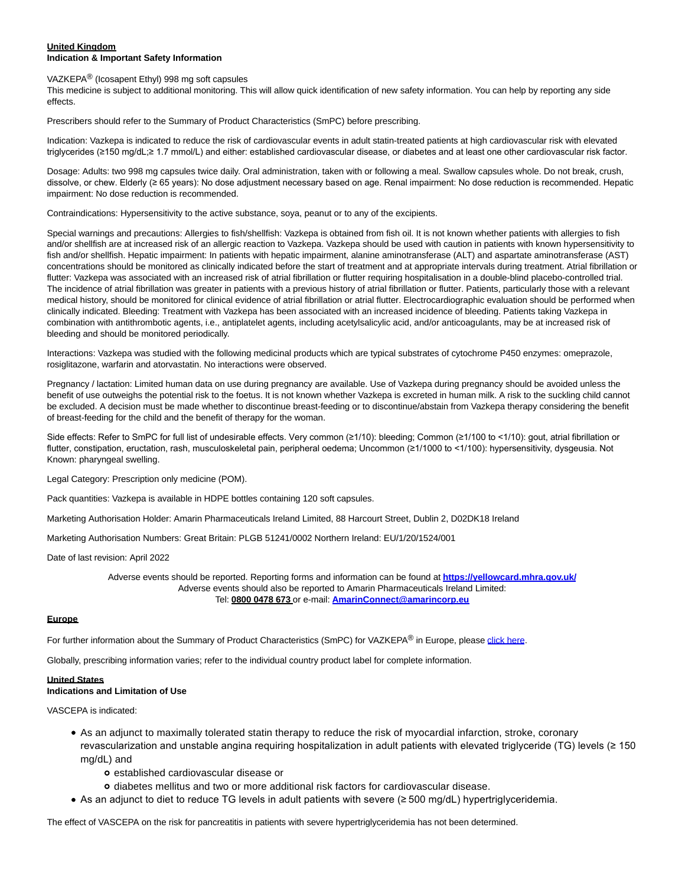**United Kingdom**
**Indication & Important Safety Information**

VAZKEPA® (Icosapent Ethyl) 998 mg soft capsules
This medicine is subject to additional monitoring. This will allow quick identification of new safety information. You can help by reporting any side effects.

Prescribers should refer to the Summary of Product Characteristics (SmPC) before prescribing.

Indication: Vazkepa is indicated to reduce the risk of cardiovascular events in adult statin-treated patients at high cardiovascular risk with elevated triglycerides (≥150 mg/dL;≥ 1.7 mmol/L) and either: established cardiovascular disease, or diabetes and at least one other cardiovascular risk factor.

Dosage: Adults: two 998 mg capsules twice daily. Oral administration, taken with or following a meal. Swallow capsules whole. Do not break, crush, dissolve, or chew. Elderly (≥ 65 years): No dose adjustment necessary based on age. Renal impairment: No dose reduction is recommended. Hepatic impairment: No dose reduction is recommended.

Contraindications: Hypersensitivity to the active substance, soya, peanut or to any of the excipients.

Special warnings and precautions: Allergies to fish/shellfish: Vazkepa is obtained from fish oil. It is not known whether patients with allergies to fish and/or shellfish are at increased risk of an allergic reaction to Vazkepa. Vazkepa should be used with caution in patients with known hypersensitivity to fish and/or shellfish. Hepatic impairment: In patients with hepatic impairment, alanine aminotransferase (ALT) and aspartate aminotransferase (AST) concentrations should be monitored as clinically indicated before the start of treatment and at appropriate intervals during treatment. Atrial fibrillation or flutter: Vazkepa was associated with an increased risk of atrial fibrillation or flutter requiring hospitalisation in a double-blind placebo-controlled trial. The incidence of atrial fibrillation was greater in patients with a previous history of atrial fibrillation or flutter. Patients, particularly those with a relevant medical history, should be monitored for clinical evidence of atrial fibrillation or atrial flutter. Electrocardiographic evaluation should be performed when clinically indicated. Bleeding: Treatment with Vazkepa has been associated with an increased incidence of bleeding. Patients taking Vazkepa in combination with antithrombotic agents, i.e., antiplatelet agents, including acetylsalicylic acid, and/or anticoagulants, may be at increased risk of bleeding and should be monitored periodically.

Interactions: Vazkepa was studied with the following medicinal products which are typical substrates of cytochrome P450 enzymes: omeprazole, rosiglitazone, warfarin and atorvastatin. No interactions were observed.

Pregnancy / lactation: Limited human data on use during pregnancy are available. Use of Vazkepa during pregnancy should be avoided unless the benefit of use outweighs the potential risk to the foetus. It is not known whether Vazkepa is excreted in human milk. A risk to the suckling child cannot be excluded. A decision must be made whether to discontinue breast-feeding or to discontinue/abstain from Vazkepa therapy considering the benefit of breast-feeding for the child and the benefit of therapy for the woman.

Side effects: Refer to SmPC for full list of undesirable effects. Very common (≥1/10): bleeding; Common (≥1/100 to <1/10): gout, atrial fibrillation or flutter, constipation, eructation, rash, musculoskeletal pain, peripheral oedema; Uncommon (≥1/1000 to <1/100): hypersensitivity, dysgeusia. Not Known: pharyngeal swelling.

Legal Category: Prescription only medicine (POM).

Pack quantities: Vazkepa is available in HDPE bottles containing 120 soft capsules.

Marketing Authorisation Holder: Amarin Pharmaceuticals Ireland Limited, 88 Harcourt Street, Dublin 2, D02DK18 Ireland

Marketing Authorisation Numbers: Great Britain: PLGB 51241/0002 Northern Ireland: EU/1/20/1524/001

Date of last revision: April 2022

Adverse events should be reported. Reporting forms and information can be found at **https://yellowcard.mhra.gov.uk/**
Adverse events should also be reported to Amarin Pharmaceuticals Ireland Limited:
Tel: **0800 0478 673** or e-mail: **AmarinConnect@amarincorp.eu**

**Europe**

For further information about the Summary of Product Characteristics (SmPC) for VAZKEPA® in Europe, please click here.

Globally, prescribing information varies; refer to the individual country product label for complete information.

**United States**
**Indications and Limitation of Use**

VASCEPA is indicated:

- As an adjunct to maximally tolerated statin therapy to reduce the risk of myocardial infarction, stroke, coronary revascularization and unstable angina requiring hospitalization in adult patients with elevated triglyceride (TG) levels (≥ 150 mg/dL) and
  - established cardiovascular disease or
  - diabetes mellitus and two or more additional risk factors for cardiovascular disease.
- As an adjunct to diet to reduce TG levels in adult patients with severe (≥ 500 mg/dL) hypertriglyceridemia.

The effect of VASCEPA on the risk for pancreatitis in patients with severe hypertriglyceridemia has not been determined.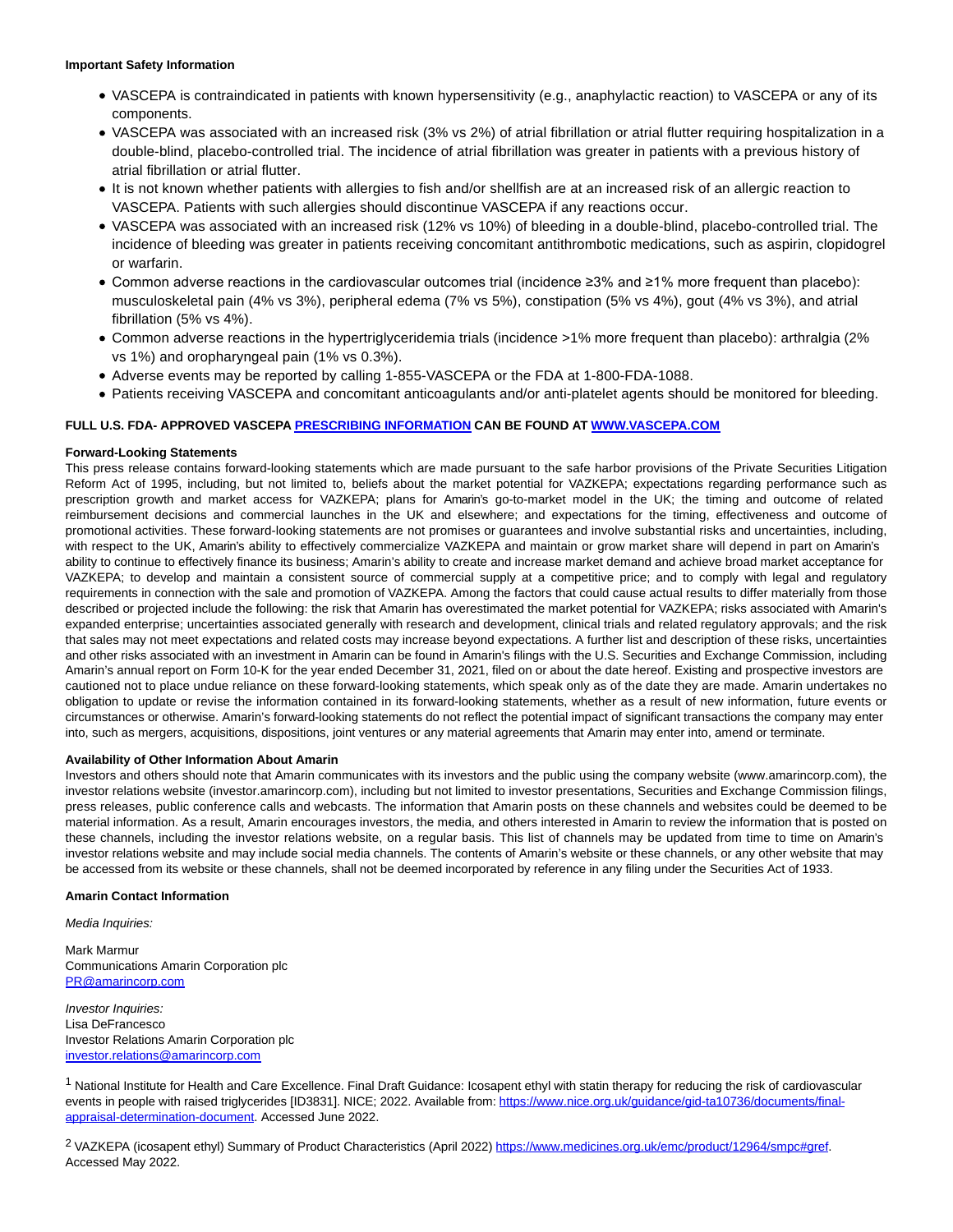**Important Safety Information**

- VASCEPA is contraindicated in patients with known hypersensitivity (e.g., anaphylactic reaction) to VASCEPA or any of its components.
- VASCEPA was associated with an increased risk (3% vs 2%) of atrial fibrillation or atrial flutter requiring hospitalization in a double-blind, placebo-controlled trial. The incidence of atrial fibrillation was greater in patients with a previous history of atrial fibrillation or atrial flutter.
- It is not known whether patients with allergies to fish and/or shellfish are at an increased risk of an allergic reaction to VASCEPA. Patients with such allergies should discontinue VASCEPA if any reactions occur.
- VASCEPA was associated with an increased risk (12% vs 10%) of bleeding in a double-blind, placebo-controlled trial. The incidence of bleeding was greater in patients receiving concomitant antithrombotic medications, such as aspirin, clopidogrel or warfarin.
- Common adverse reactions in the cardiovascular outcomes trial (incidence ≥3% and ≥1% more frequent than placebo): musculoskeletal pain (4% vs 3%), peripheral edema (7% vs 5%), constipation (5% vs 4%), gout (4% vs 3%), and atrial fibrillation (5% vs 4%).
- Common adverse reactions in the hypertriglyceridemia trials (incidence >1% more frequent than placebo): arthralgia (2% vs 1%) and oropharyngeal pain (1% vs 0.3%).
- Adverse events may be reported by calling 1-855-VASCEPA or the FDA at 1-800-FDA-1088.
- Patients receiving VASCEPA and concomitant anticoagulants and/or anti-platelet agents should be monitored for bleeding.

**FULL U.S. FDA- APPROVED VASCEPA PRESCRIBING INFORMATION CAN BE FOUND AT WWW.VASCEPA.COM**

**Forward-Looking Statements**

This press release contains forward-looking statements which are made pursuant to the safe harbor provisions of the Private Securities Litigation Reform Act of 1995, including, but not limited to, beliefs about the market potential for VAZKEPA; expectations regarding performance such as prescription growth and market access for VAZKEPA; plans for Amarin's go-to-market model in the UK; the timing and outcome of related reimbursement decisions and commercial launches in the UK and elsewhere; and expectations for the timing, effectiveness and outcome of promotional activities. These forward-looking statements are not promises or guarantees and involve substantial risks and uncertainties, including, with respect to the UK, Amarin's ability to effectively commercialize VAZKEPA and maintain or grow market share will depend in part on Amarin's ability to continue to effectively finance its business; Amarin's ability to create and increase market demand and achieve broad market acceptance for VAZKEPA; to develop and maintain a consistent source of commercial supply at a competitive price; and to comply with legal and regulatory requirements in connection with the sale and promotion of VAZKEPA. Among the factors that could cause actual results to differ materially from those described or projected include the following: the risk that Amarin has overestimated the market potential for VAZKEPA; risks associated with Amarin's expanded enterprise; uncertainties associated generally with research and development, clinical trials and related regulatory approvals; and the risk that sales may not meet expectations and related costs may increase beyond expectations. A further list and description of these risks, uncertainties and other risks associated with an investment in Amarin can be found in Amarin's filings with the U.S. Securities and Exchange Commission, including Amarin's annual report on Form 10-K for the year ended December 31, 2021, filed on or about the date hereof. Existing and prospective investors are cautioned not to place undue reliance on these forward-looking statements, which speak only as of the date they are made. Amarin undertakes no obligation to update or revise the information contained in its forward-looking statements, whether as a result of new information, future events or circumstances or otherwise. Amarin's forward-looking statements do not reflect the potential impact of significant transactions the company may enter into, such as mergers, acquisitions, dispositions, joint ventures or any material agreements that Amarin may enter into, amend or terminate.

**Availability of Other Information About Amarin**

Investors and others should note that Amarin communicates with its investors and the public using the company website (www.amarincorp.com), the investor relations website (investor.amarincorp.com), including but not limited to investor presentations, Securities and Exchange Commission filings, press releases, public conference calls and webcasts. The information that Amarin posts on these channels and websites could be deemed to be material information. As a result, Amarin encourages investors, the media, and others interested in Amarin to review the information that is posted on these channels, including the investor relations website, on a regular basis. This list of channels may be updated from time to time on Amarin's investor relations website and may include social media channels. The contents of Amarin's website or these channels, or any other website that may be accessed from its website or these channels, shall not be deemed incorporated by reference in any filing under the Securities Act of 1933.

**Amarin Contact Information**

*Media Inquiries:*

Mark Marmur
Communications Amarin Corporation plc
PR@amarincorp.com

*Investor Inquiries:*
Lisa DeFrancesco
Investor Relations Amarin Corporation plc
investor.relations@amarincorp.com

[1] National Institute for Health and Care Excellence. Final Draft Guidance: Icosapent ethyl with statin therapy for reducing the risk of cardiovascular events in people with raised triglycerides [ID3831]. NICE; 2022. Available from: https://www.nice.org.uk/guidance/gid-ta10736/documents/final-appraisal-determination-document. Accessed June 2022.

[2] VAZKEPA (icosapent ethyl) Summary of Product Characteristics (April 2022) https://www.medicines.org.uk/emc/product/12964/smpc#gref. Accessed May 2022.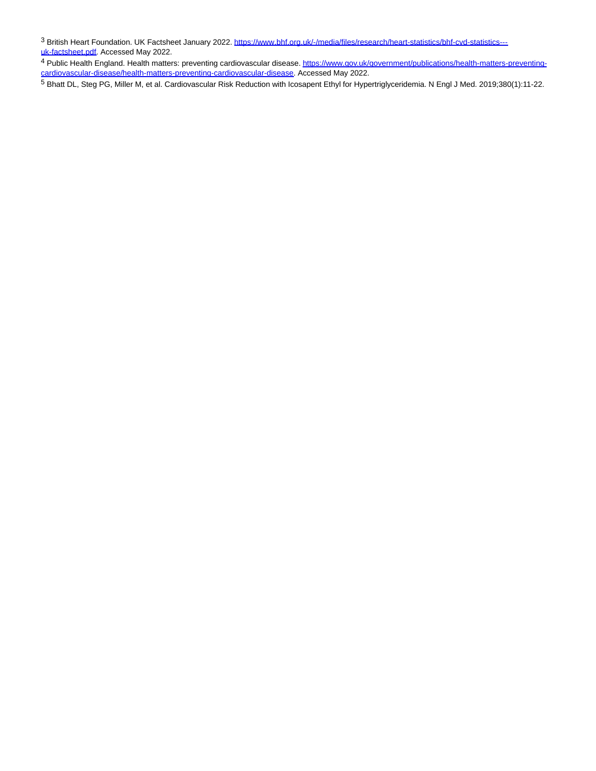[3] British Heart Foundation. UK Factsheet January 2022. https://www.bhf.org.uk/-/media/files/research/heart-statistics/bhf-cvd-statistics---uk-factsheet.pdf. Accessed May 2022.

[4] Public Health England. Health matters: preventing cardiovascular disease. https://www.gov.uk/government/publications/health-matters-preventing-cardiovascular-disease/health-matters-preventing-cardiovascular-disease. Accessed May 2022.

[5] Bhatt DL, Steg PG, Miller M, et al. Cardiovascular Risk Reduction with Icosapent Ethyl for Hypertriglyceridemia. N Engl J Med. 2019;380(1):11-22.